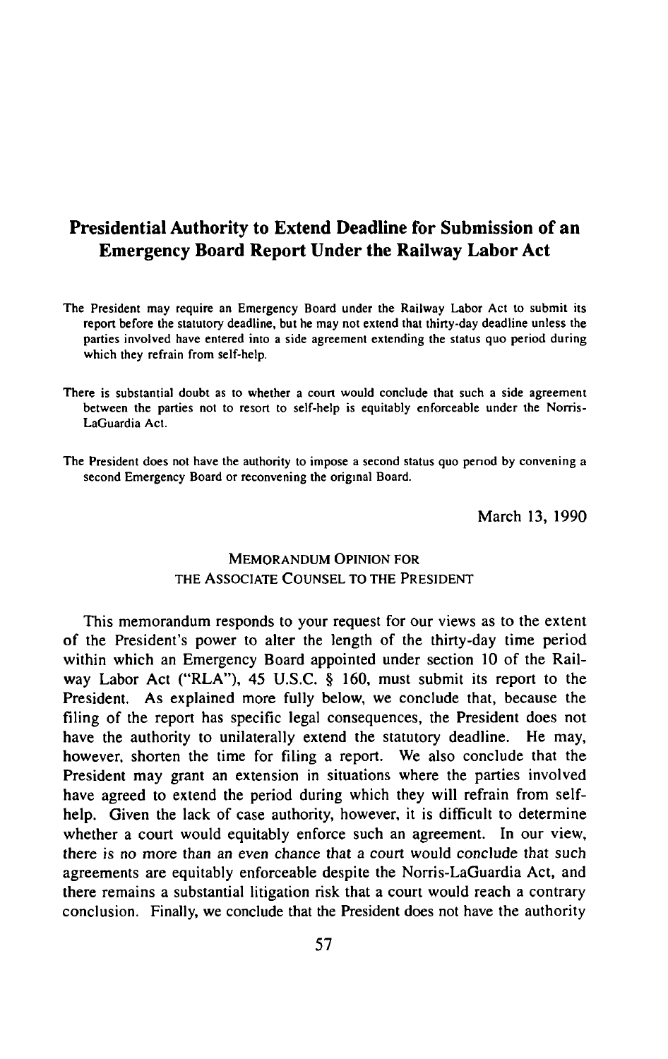# Presidential Authority to Extend Deadline for Submission of an Emergency Board Report Under the Railway Labor Act

The President may require an Emergency Board under the Railway Labor Act to submit its report before the statutory deadline, but he may not extend that thirty-day deadline unless the parties involved have entered into a side agreement extending the status quo period during which they refrain from self-help.

There is substantial doubt as to whether a court would conclude that such a side agreement between the parties not to resort to self-help is equitably enforceable under the Norris-LaGuardia Act.

The President does not have the authority to impose a second status quo period by convening a second Emergency Board or reconvening the original Board.

March 13, 1990

MEMORANDUM OPINION FOR THE ASSOCIATE COUNSEL TO THE PRESIDENT

This memorandum responds to your request for our views as to the extent of the President's power to alter the length of the thirty-day time period within which an Emergency Board appointed under section 10 of the Railway Labor Act ("RLA"), 45 U.S.C. § 160, must submit its report to the President. As explained more fully below, we conclude that, because the filing of the report has specific legal consequences, the President does not have the authority to unilaterally extend the statutory deadline. He may, however, shorten the time for filing a report. We also conclude that the President may grant an extension in situations where the parties involved have agreed to extend the period during which they will refrain from self-help. Given the lack of case authority, however, it is difficult to determine whether a court would equitably enforce such an agreement. In our view, there is no more than an even chance that a court would conclude that such agreements are equitably enforceable despite the Norris-LaGuardia Act, and there remains a substantial litigation risk that a court would reach a contrary conclusion. Finally, we conclude that the President does not have the authority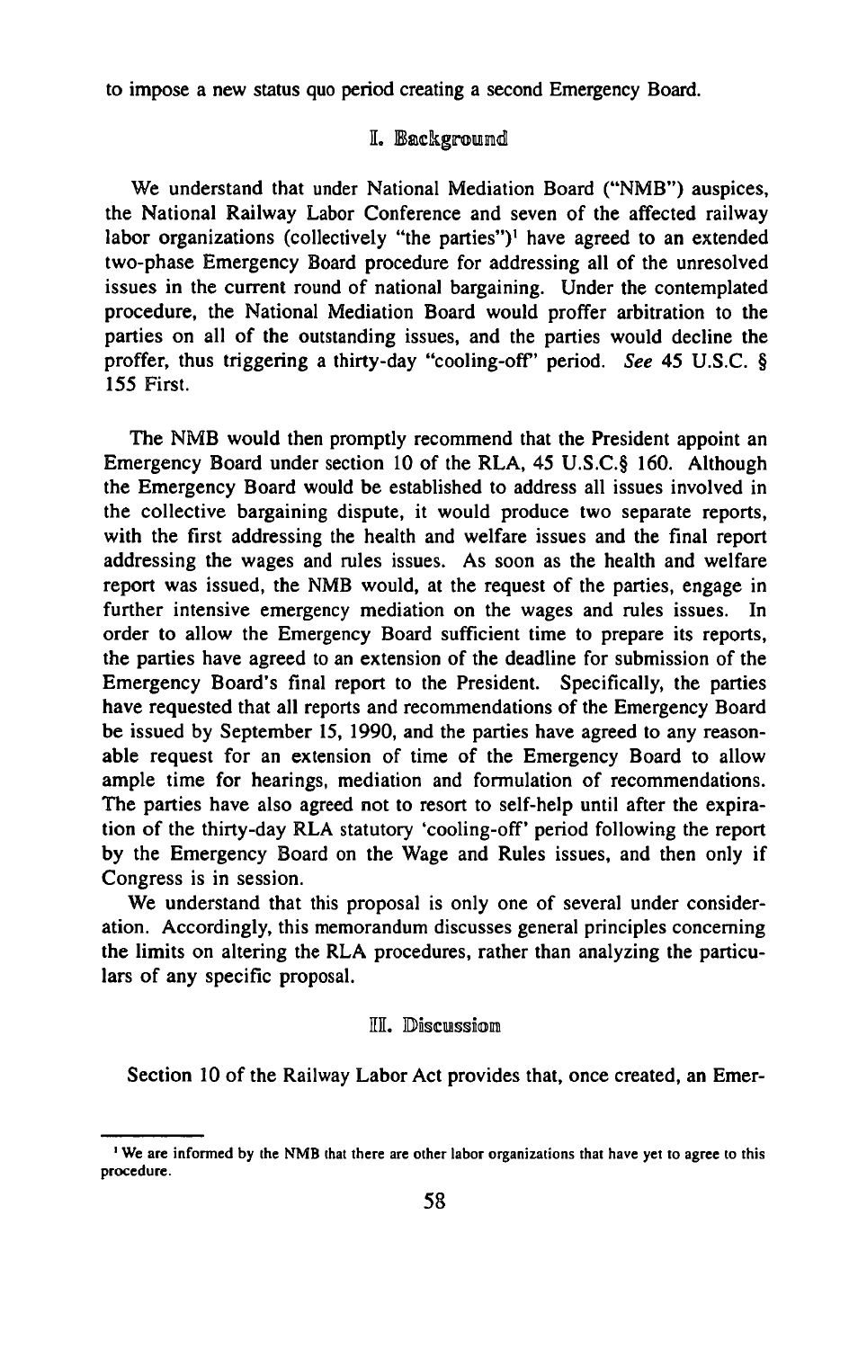to impose a new status quo period creating a second Emergency Board.

## I. Background

We understand that under National Mediation Board ("NMB") auspices, the National Railway Labor Conference and seven of the affected railway labor organizations (collectively "the parties")[1] have agreed to an extended two-phase Emergency Board procedure for addressing all of the unresolved issues in the current round of national bargaining. Under the contemplated procedure, the National Mediation Board would proffer arbitration to the parties on all of the outstanding issues, and the parties would decline the proffer, thus triggering a thirty-day "cooling-off" period. *See* 45 U.S.C. § 155 First.

The NMB would then promptly recommend that the President appoint an Emergency Board under section 10 of the RLA, 45 U.S.C.§ 160. Although the Emergency Board would be established to address all issues involved in the collective bargaining dispute, it would produce two separate reports, with the first addressing the health and welfare issues and the final report addressing the wages and rules issues. As soon as the health and welfare report was issued, the NMB would, at the request of the parties, engage in further intensive emergency mediation on the wages and rules issues. In order to allow the Emergency Board sufficient time to prepare its reports, the parties have agreed to an extension of the deadline for submission of the Emergency Board's final report to the President. Specifically, the parties have requested that all reports and recommendations of the Emergency Board be issued by September 15, 1990, and the parties have agreed to any reasonable request for an extension of time of the Emergency Board to allow ample time for hearings, mediation and formulation of recommendations. The parties have also agreed not to resort to self-help until after the expiration of the thirty-day RLA statutory 'cooling-off' period following the report by the Emergency Board on the Wage and Rules issues, and then only if Congress is in session.

We understand that this proposal is only one of several under consideration. Accordingly, this memorandum discusses general principles concerning the limits on altering the RLA procedures, rather than analyzing the particulars of any specific proposal.

## II. Discussion

Section 10 of the Railway Labor Act provides that, once created, an Emer-

---

[1] We are informed by the NMB that there are other labor organizations that have yet to agree to this procedure.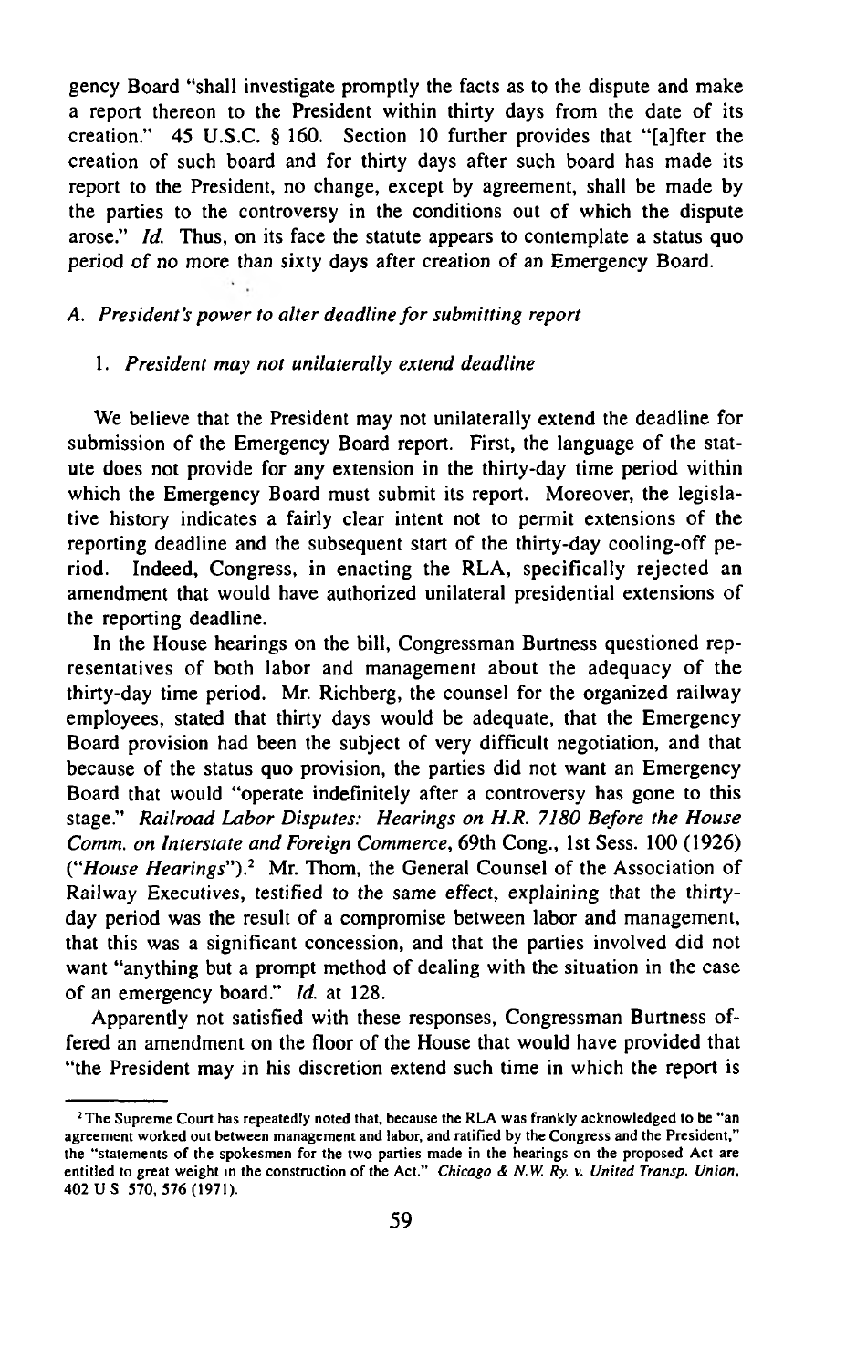gency Board "shall investigate promptly the facts as to the dispute and make a report thereon to the President within thirty days from the date of its creation." 45 U.S.C. § 160. Section 10 further provides that "[a]fter the creation of such board and for thirty days after such board has made its report to the President, no change, except by agreement, shall be made by the parties to the controversy in the conditions out of which the dispute arose." *Id.* Thus, on its face the statute appears to contemplate a status quo period of no more than sixty days after creation of an Emergency Board.

### *A. President's power to alter deadline for submitting report*

#### 1. *President may not unilaterally extend deadline*

We believe that the President may not unilaterally extend the deadline for submission of the Emergency Board report. First, the language of the statute does not provide for any extension in the thirty-day time period within which the Emergency Board must submit its report. Moreover, the legislative history indicates a fairly clear intent not to permit extensions of the reporting deadline and the subsequent start of the thirty-day cooling-off period. Indeed, Congress, in enacting the RLA, specifically rejected an amendment that would have authorized unilateral presidential extensions of the reporting deadline.

In the House hearings on the bill, Congressman Burtness questioned representatives of both labor and management about the adequacy of the thirty-day time period. Mr. Richberg, the counsel for the organized railway employees, stated that thirty days would be adequate, that the Emergency Board provision had been the subject of very difficult negotiation, and that because of the status quo provision, the parties did not want an Emergency Board that would "operate indefinitely after a controversy has gone to this stage." *Railroad Labor Disputes: Hearings on H.R. 7180 Before the House Comm. on Interstate and Foreign Commerce*, 69th Cong., 1st Sess. 100 (1926) ("*House Hearings*").[2] Mr. Thom, the General Counsel of the Association of Railway Executives, testified to the same effect, explaining that the thirty-day period was the result of a compromise between labor and management, that this was a significant concession, and that the parties involved did not want "anything but a prompt method of dealing with the situation in the case of an emergency board." *Id.* at 128.

Apparently not satisfied with these responses, Congressman Burtness offered an amendment on the floor of the House that would have provided that "the President may in his discretion extend such time in which the report is

[2] The Supreme Court has repeatedly noted that, because the RLA was frankly acknowledged to be "an agreement worked out between management and labor, and ratified by the Congress and the President," the "statements of the spokesmen for the two parties made in the hearings on the proposed Act are entitled to great weight in the construction of the Act." *Chicago & N.W. Ry. v. United Transp. Union*, 402 U S 570, 576 (1971).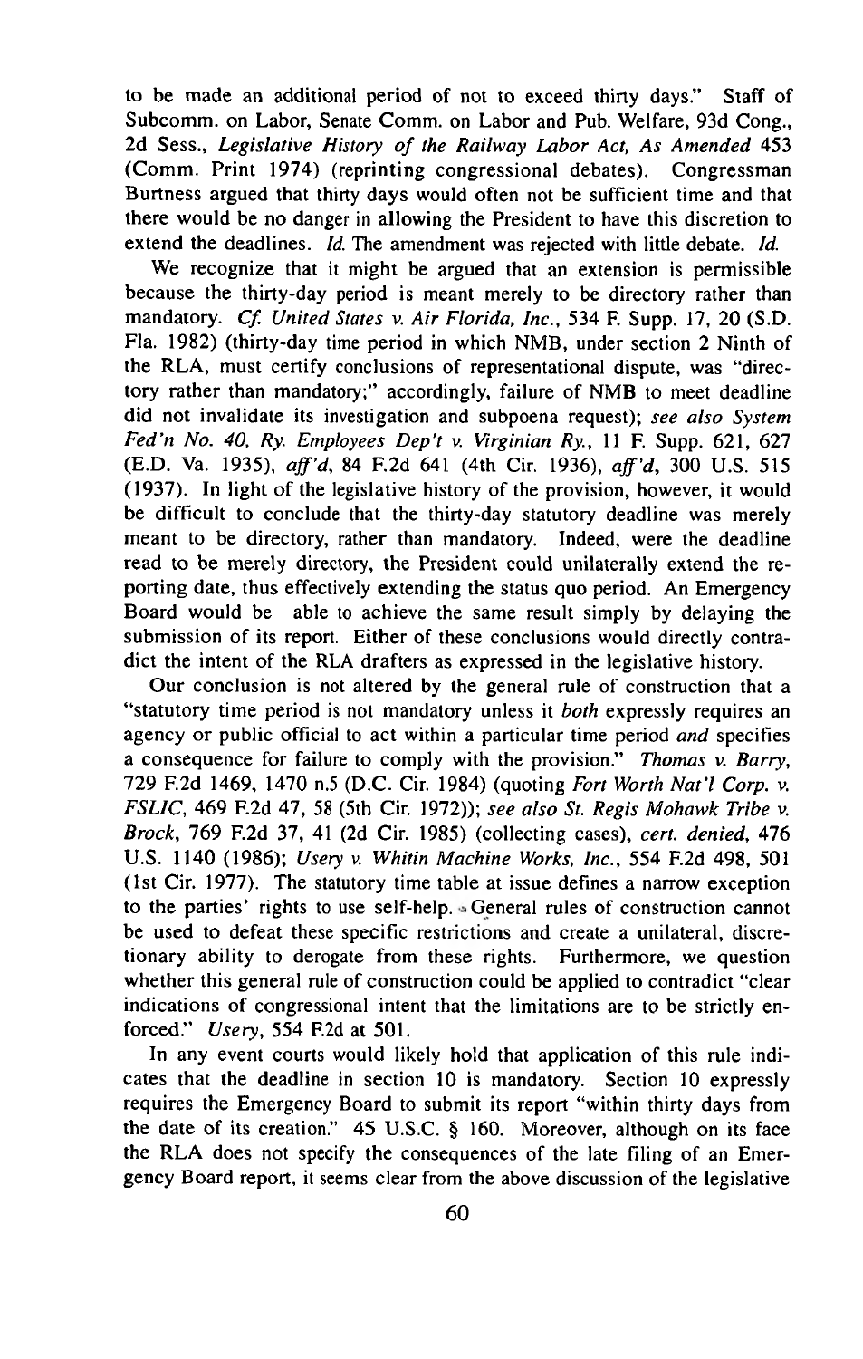to be made an additional period of not to exceed thirty days." Staff of Subcomm. on Labor, Senate Comm. on Labor and Pub. Welfare, 93d Cong., 2d Sess., *Legislative History of the Railway Labor Act, As Amended* 453 (Comm. Print 1974) (reprinting congressional debates). Congressman Burtness argued that thirty days would often not be sufficient time and that there would be no danger in allowing the President to have this discretion to extend the deadlines. *Id.* The amendment was rejected with little debate. *Id.*

We recognize that it might be argued that an extension is permissible because the thirty-day period is meant merely to be directory rather than mandatory. *Cf. United States v. Air Florida, Inc.*, 534 F. Supp. 17, 20 (S.D. Fla. 1982) (thirty-day time period in which NMB, under section 2 Ninth of the RLA, must certify conclusions of representational dispute, was "directory rather than mandatory;" accordingly, failure of NMB to meet deadline did not invalidate its investigation and subpoena request); *see also System Fed'n No. 40, Ry. Employees Dep't v. Virginian Ry.*, 11 F. Supp. 621, 627 (E.D. Va. 1935), *aff'd*, 84 F.2d 641 (4th Cir. 1936), *aff'd*, 300 U.S. 515 (1937). In light of the legislative history of the provision, however, it would be difficult to conclude that the thirty-day statutory deadline was merely meant to be directory, rather than mandatory. Indeed, were the deadline read to be merely directory, the President could unilaterally extend the reporting date, thus effectively extending the status quo period. An Emergency Board would be able to achieve the same result simply by delaying the submission of its report. Either of these conclusions would directly contradict the intent of the RLA drafters as expressed in the legislative history.

Our conclusion is not altered by the general rule of construction that a "statutory time period is not mandatory unless it *both* expressly requires an agency or public official to act within a particular time period *and* specifies a consequence for failure to comply with the provision." *Thomas v. Barry*, 729 F.2d 1469, 1470 n.5 (D.C. Cir. 1984) (quoting *Fort Worth Nat'l Corp. v. FSLIC*, 469 F.2d 47, 58 (5th Cir. 1972)); *see also St. Regis Mohawk Tribe v. Brock*, 769 F.2d 37, 41 (2d Cir. 1985) (collecting cases), *cert. denied*, 476 U.S. 1140 (1986); *Usery v. Whitin Machine Works, Inc.*, 554 F.2d 498, 501 (1st Cir. 1977). The statutory time table at issue defines a narrow exception to the parties' rights to use self-help. General rules of construction cannot be used to defeat these specific restrictions and create a unilateral, discretionary ability to derogate from these rights. Furthermore, we question whether this general rule of construction could be applied to contradict "clear indications of congressional intent that the limitations are to be strictly enforced." *Usery*, 554 F.2d at 501.

In any event courts would likely hold that application of this rule indicates that the deadline in section 10 is mandatory. Section 10 expressly requires the Emergency Board to submit its report "within thirty days from the date of its creation." 45 U.S.C. § 160. Moreover, although on its face the RLA does not specify the consequences of the late filing of an Emergency Board report, it seems clear from the above discussion of the legislative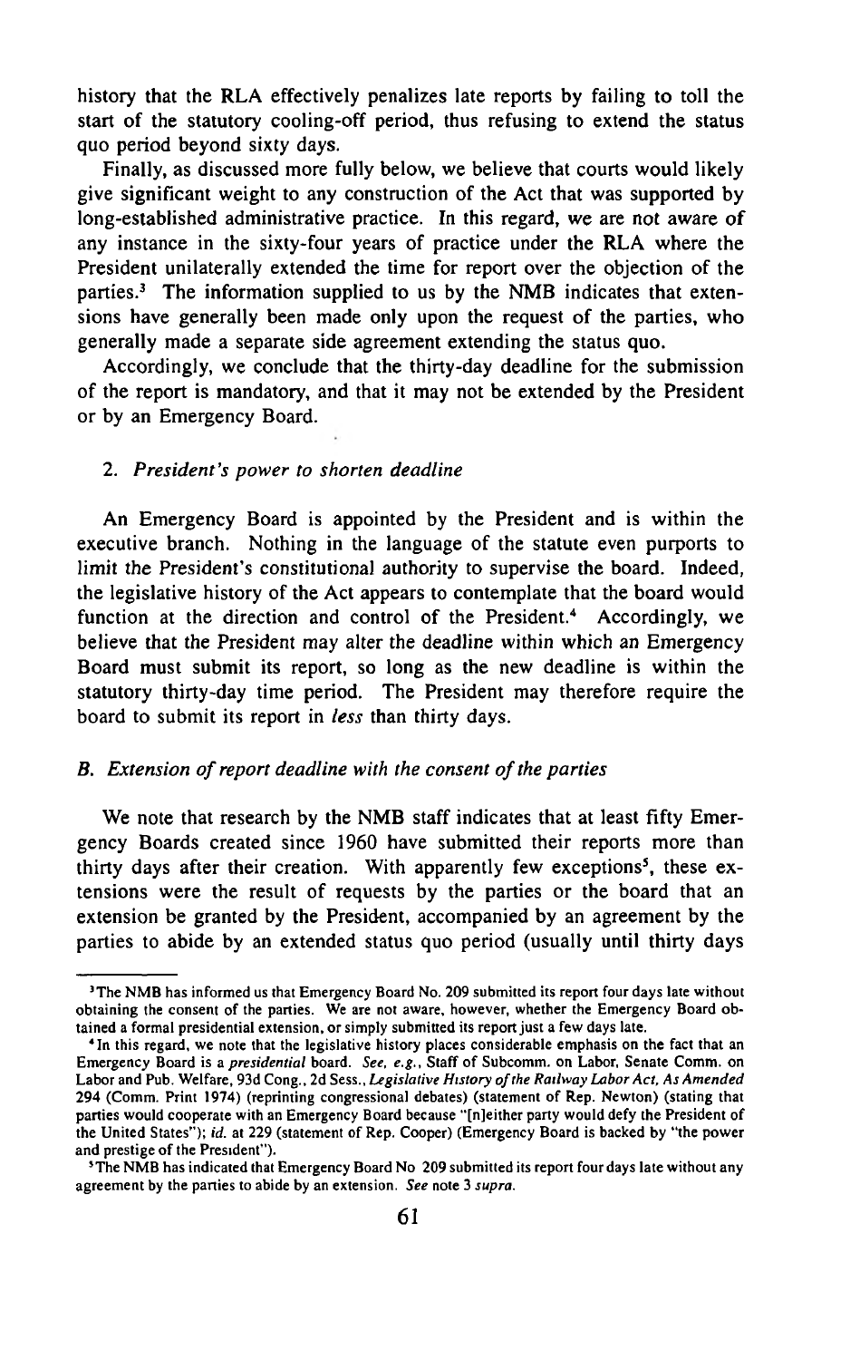history that the RLA effectively penalizes late reports by failing to toll the start of the statutory cooling-off period, thus refusing to extend the status quo period beyond sixty days.

Finally, as discussed more fully below, we believe that courts would likely give significant weight to any construction of the Act that was supported by long-established administrative practice. In this regard, we are not aware of any instance in the sixty-four years of practice under the RLA where the President unilaterally extended the time for report over the objection of the parties.[3] The information supplied to us by the NMB indicates that extensions have generally been made only upon the request of the parties, who generally made a separate side agreement extending the status quo.

Accordingly, we conclude that the thirty-day deadline for the submission of the report is mandatory, and that it may not be extended by the President or by an Emergency Board.

#### 2. *President's power to shorten deadline*

An Emergency Board is appointed by the President and is within the executive branch. Nothing in the language of the statute even purports to limit the President's constitutional authority to supervise the board. Indeed, the legislative history of the Act appears to contemplate that the board would function at the direction and control of the President.[4] Accordingly, we believe that the President may alter the deadline within which an Emergency Board must submit its report, so long as the new deadline is within the statutory thirty-day time period. The President may therefore require the board to submit its report in *less* than thirty days.

### *B. Extension of report deadline with the consent of the parties*

We note that research by the NMB staff indicates that at least fifty Emergency Boards created since 1960 have submitted their reports more than thirty days after their creation. With apparently few exceptions[5], these extensions were the result of requests by the parties or the board that an extension be granted by the President, accompanied by an agreement by the parties to abide by an extended status quo period (usually until thirty days

---

[3] The NMB has informed us that Emergency Board No. 209 submitted its report four days late without obtaining the consent of the parties. We are not aware, however, whether the Emergency Board obtained a formal presidential extension, or simply submitted its report just a few days late.

[4] In this regard, we note that the legislative history places considerable emphasis on the fact that an Emergency Board is a *presidential* board. *See, e.g.*, Staff of Subcomm. on Labor, Senate Comm. on Labor and Pub. Welfare, 93d Cong., 2d Sess., *Legislative History of the Railway Labor Act, As Amended* 294 (Comm. Print 1974) (reprinting congressional debates) (statement of Rep. Newton) (stating that parties would cooperate with an Emergency Board because "[n]either party would defy the President of the United States"); *id.* at 229 (statement of Rep. Cooper) (Emergency Board is backed by "the power and prestige of the President").

[5] The NMB has indicated that Emergency Board No 209 submitted its report four days late without any agreement by the parties to abide by an extension. *See* note 3 *supra*.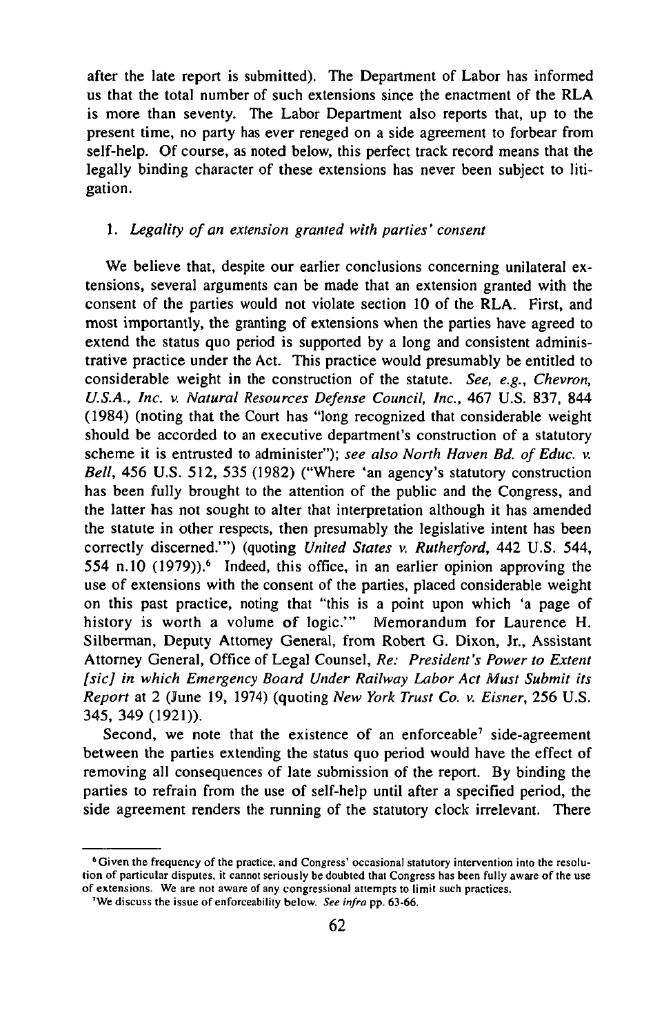after the late report is submitted). The Department of Labor has informed us that the total number of such extensions since the enactment of the RLA is more than seventy. The Labor Department also reports that, up to the present time, no party has ever reneged on a side agreement to forbear from self-help. Of course, as noted below, this perfect track record means that the legally binding character of these extensions has never been subject to litigation.

### 1. *Legality of an extension granted with parties' consent*

We believe that, despite our earlier conclusions concerning unilateral extensions, several arguments can be made that an extension granted with the consent of the parties would not violate section 10 of the RLA. First, and most importantly, the granting of extensions when the parties have agreed to extend the status quo period is supported by a long and consistent administrative practice under the Act. This practice would presumably be entitled to considerable weight in the construction of the statute. *See, e.g., Chevron, U.S.A., Inc. v. Natural Resources Defense Council, Inc.*, 467 U.S. 837, 844 (1984) (noting that the Court has "long recognized that considerable weight should be accorded to an executive department's construction of a statutory scheme it is entrusted to administer"); *see also North Haven Bd. of Educ. v. Bell*, 456 U.S. 512, 535 (1982) ("Where 'an agency's statutory construction has been fully brought to the attention of the public and the Congress, and the latter has not sought to alter that interpretation although it has amended the statute in other respects, then presumably the legislative intent has been correctly discerned.'") (quoting *United States v. Rutherford*, 442 U.S. 544, 554 n.10 (1979)).[6] Indeed, this office, in an earlier opinion approving the use of extensions with the consent of the parties, placed considerable weight on this past practice, noting that "this is a point upon which 'a page of history is worth a volume of logic.'" Memorandum for Laurence H. Silberman, Deputy Attorney General, from Robert G. Dixon, Jr., Assistant Attorney General, Office of Legal Counsel, *Re: President's Power to Extent [sic] in which Emergency Board Under Railway Labor Act Must Submit its Report* at 2 (June 19, 1974) (quoting *New York Trust Co. v. Eisner*, 256 U.S. 345, 349 (1921)).

Second, we note that the existence of an enforceable[7] side-agreement between the parties extending the status quo period would have the effect of removing all consequences of late submission of the report. By binding the parties to refrain from the use of self-help until after a specified period, the side agreement renders the running of the statutory clock irrelevant. There

---

[6] Given the frequency of the practice, and Congress' occasional statutory intervention into the resolution of particular disputes, it cannot seriously be doubted that Congress has been fully aware of the use of extensions. We are not aware of any congressional attempts to limit such practices.

[7] We discuss the issue of enforceability below. *See infra* pp. 63-66.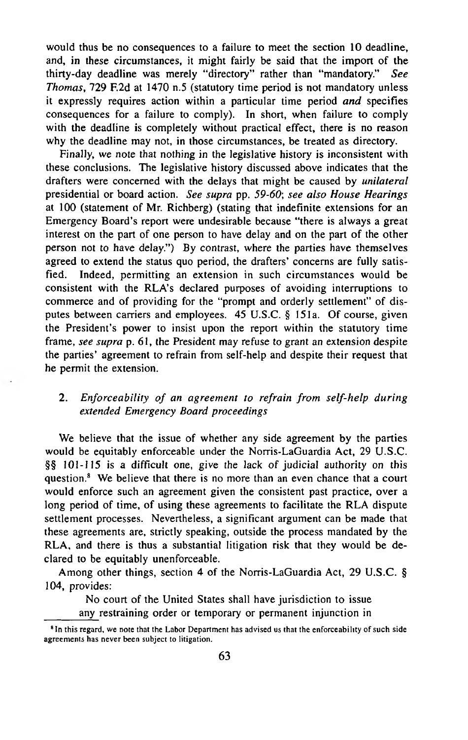would thus be no consequences to a failure to meet the section 10 deadline, and, in these circumstances, it might fairly be said that the import of the thirty-day deadline was merely "directory" rather than "mandatory." *See Thomas*, 729 F.2d at 1470 n.5 (statutory time period is not mandatory unless it expressly requires action within a particular time period *and* specifies consequences for a failure to comply). In short, when failure to comply with the deadline is completely without practical effect, there is no reason why the deadline may not, in those circumstances, be treated as directory.

Finally, we note that nothing in the legislative history is inconsistent with these conclusions. The legislative history discussed above indicates that the drafters were concerned with the delays that might be caused by *unilateral* presidential or board action. *See supra* pp. *59-60*; *see also House Hearings* at 100 (statement of Mr. Richberg) (stating that indefinite extensions for an Emergency Board's report were undesirable because "there is always a great interest on the part of one person to have delay and on the part of the other person not to have delay.") By contrast, where the parties have themselves agreed to extend the status quo period, the drafters' concerns are fully satisfied. Indeed, permitting an extension in such circumstances would be consistent with the RLA's declared purposes of avoiding interruptions to commerce and of providing for the "prompt and orderly settlement" of disputes between carriers and employees. 45 U.S.C. § 151a. Of course, given the President's power to insist upon the report within the statutory time frame, *see supra* p. 61, the President may refuse to grant an extension despite the parties' agreement to refrain from self-help and despite their request that he permit the extension.

### 2. *Enforceability of an agreement to refrain from self-help during extended Emergency Board proceedings*

We believe that the issue of whether any side agreement by the parties would be equitably enforceable under the Norris-LaGuardia Act, 29 U.S.C. §§ 101-115 is a difficult one, give the lack of judicial authority on this question.[8] We believe that there is no more than an even chance that a court would enforce such an agreement given the consistent past practice, over a long period of time, of using these agreements to facilitate the RLA dispute settlement processes. Nevertheless, a significant argument can be made that these agreements are, strictly speaking, outside the process mandated by the RLA, and there is thus a substantial litigation risk that they would be declared to be equitably unenforceable.

Among other things, section 4 of the Norris-LaGuardia Act, 29 U.S.C. § 104, provides:

> No court of the United States shall have jurisdiction to issue any restraining order or temporary or permanent injunction in

[8] In this regard, we note that the Labor Department has advised us that the enforceability of such side agreements has never been subject to litigation.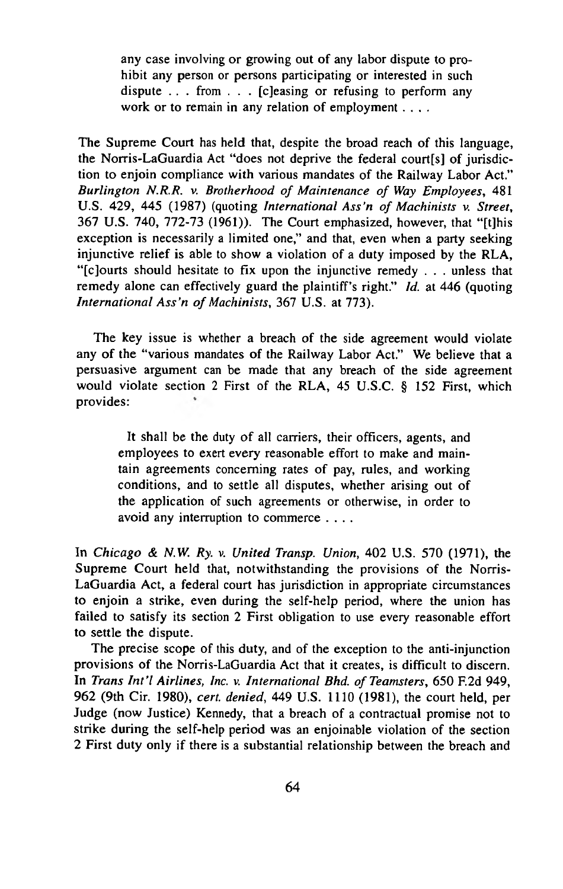> any case involving or growing out of any labor dispute to prohibit any person or persons participating or interested in such dispute . . . from . . . [c]easing or refusing to perform any work or to remain in any relation of employment . . . .

The Supreme Court has held that, despite the broad reach of this language, the Norris-LaGuardia Act "does not deprive the federal court[s] of jurisdiction to enjoin compliance with various mandates of the Railway Labor Act." *Burlington N.R.R. v. Brotherhood of Maintenance of Way Employees*, 481 U.S. 429, 445 (1987) (quoting *International Ass'n of Machinists v. Street*, 367 U.S. 740, 772-73 (1961)). The Court emphasized, however, that "[t]his exception is necessarily a limited one," and that, even when a party seeking injunctive relief is able to show a violation of a duty imposed by the RLA, "[c]ourts should hesitate to fix upon the injunctive remedy . . . unless that remedy alone can effectively guard the plaintiff's right." *Id.* at 446 (quoting *International Ass'n of Machinists*, 367 U.S. at 773).

The key issue is whether a breach of the side agreement would violate any of the "various mandates of the Railway Labor Act." We believe that a persuasive argument can be made that any breach of the side agreement would violate section 2 First of the RLA, 45 U.S.C. § 152 First, which provides:

> It shall be the duty of all carriers, their officers, agents, and employees to exert every reasonable effort to make and maintain agreements concerning rates of pay, rules, and working conditions, and to settle all disputes, whether arising out of the application of such agreements or otherwise, in order to avoid any interruption to commerce . . . .

In *Chicago & N.W. Ry. v. United Transp. Union*, 402 U.S. 570 (1971), the Supreme Court held that, notwithstanding the provisions of the Norris-LaGuardia Act, a federal court has jurisdiction in appropriate circumstances to enjoin a strike, even during the self-help period, where the union has failed to satisfy its section 2 First obligation to use every reasonable effort to settle the dispute.

The precise scope of this duty, and of the exception to the anti-injunction provisions of the Norris-LaGuardia Act that it creates, is difficult to discern. In *Trans Int'l Airlines, Inc. v. International Bhd. of Teamsters*, 650 F.2d 949, 962 (9th Cir. 1980), *cert. denied*, 449 U.S. 1110 (1981), the court held, per Judge (now Justice) Kennedy, that a breach of a contractual promise not to strike during the self-help period was an enjoinable violation of the section 2 First duty only if there is a substantial relationship between the breach and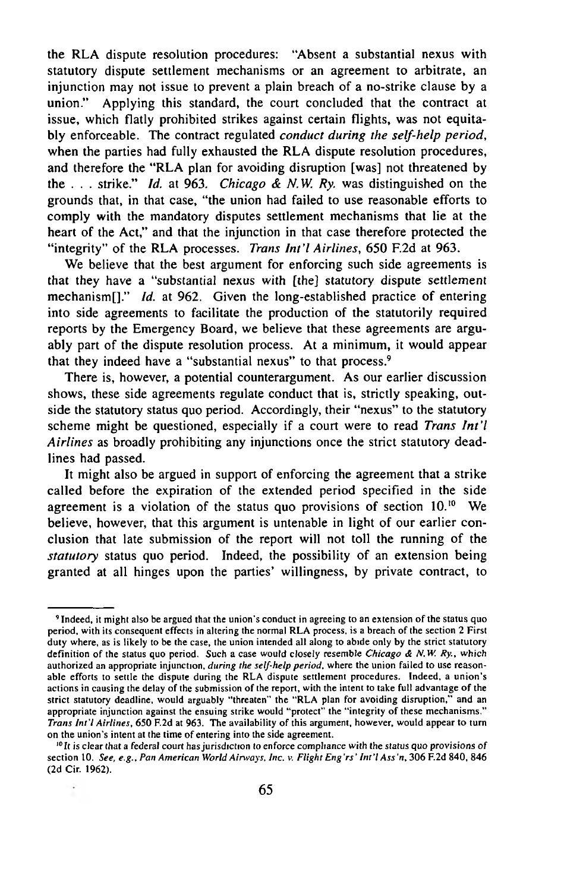the RLA dispute resolution procedures: "Absent a substantial nexus with statutory dispute settlement mechanisms or an agreement to arbitrate, an injunction may not issue to prevent a plain breach of a no-strike clause by a union." Applying this standard, the court concluded that the contract at issue, which flatly prohibited strikes against certain flights, was not equitably enforceable. The contract regulated *conduct during the self-help period*, when the parties had fully exhausted the RLA dispute resolution procedures, and therefore the "RLA plan for avoiding disruption [was] not threatened by the . . . strike." *Id.* at 963. *Chicago & N.W. Ry.* was distinguished on the grounds that, in that case, "the union had failed to use reasonable efforts to comply with the mandatory disputes settlement mechanisms that lie at the heart of the Act," and that the injunction in that case therefore protected the "integrity" of the RLA processes. *Trans Int'l Airlines*, 650 F.2d at 963.

We believe that the best argument for enforcing such side agreements is that they have a "substantial nexus with [the] statutory dispute settlement mechanism[]." *Id.* at 962. Given the long-established practice of entering into side agreements to facilitate the production of the statutorily required reports by the Emergency Board, we believe that these agreements are arguably part of the dispute resolution process. At a minimum, it would appear that they indeed have a "substantial nexus" to that process.[9]

There is, however, a potential counterargument. As our earlier discussion shows, these side agreements regulate conduct that is, strictly speaking, outside the statutory status quo period. Accordingly, their "nexus" to the statutory scheme might be questioned, especially if a court were to read *Trans Int'l Airlines* as broadly prohibiting any injunctions once the strict statutory deadlines had passed.

It might also be argued in support of enforcing the agreement that a strike called before the expiration of the extended period specified in the side agreement is a violation of the status quo provisions of section 10.[10] We believe, however, that this argument is untenable in light of our earlier conclusion that late submission of the report will not toll the running of the *statutory* status quo period. Indeed, the possibility of an extension being granted at all hinges upon the parties' willingness, by private contract, to

---

[9] Indeed, it might also be argued that the union's conduct in agreeing to an extension of the status quo period, with its consequent effects in altering the normal RLA process, is a breach of the section 2 First duty where, as is likely to be the case, the union intended all along to abide only by the strict statutory definition of the status quo period. Such a case would closely resemble *Chicago & N.W. Ry.*, which authorized an appropriate injunction, *during the self-help period*, where the union failed to use reasonable efforts to settle the dispute during the RLA dispute settlement procedures. Indeed, a union's actions in causing the delay of the submission of the report, with the intent to take full advantage of the strict statutory deadline, would arguably "threaten" the "RLA plan for avoiding disruption," and an appropriate injunction against the ensuing strike would "protect" the "integrity of these mechanisms." *Trans Int'l Airlines*, 650 F.2d at 963. The availability of this argument, however, would appear to turn on the union's intent at the time of entering into the side agreement.

[10] It is clear that a federal court has jurisdiction to enforce compliance with the status quo provisions of section 10. *See, e.g., Pan American World Airways, Inc. v. Flight Eng'rs' Int'l Ass'n*, 306 F.2d 840, 846 (2d Cir. 1962).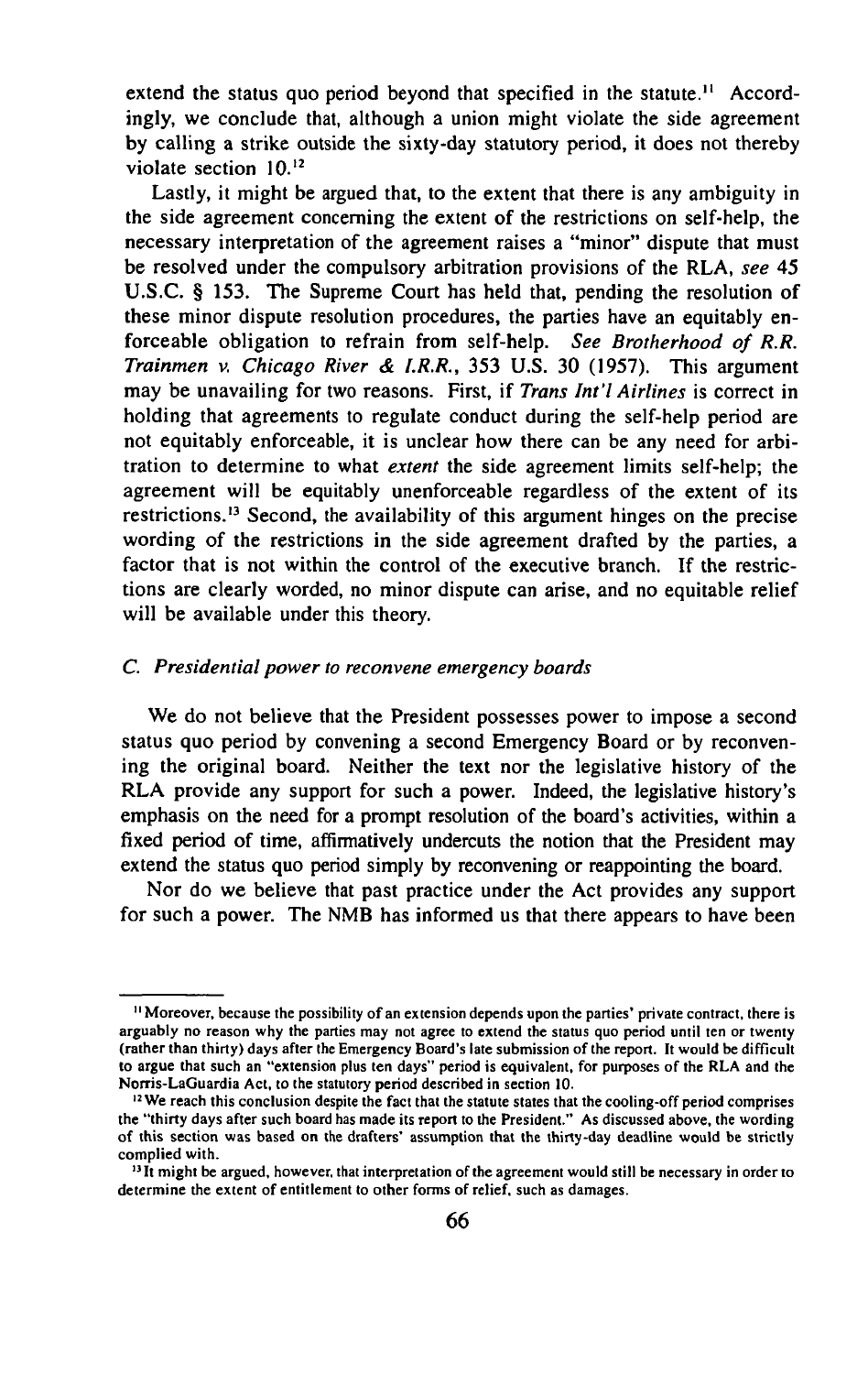extend the status quo period beyond that specified in the statute.[11] Accordingly, we conclude that, although a union might violate the side agreement by calling a strike outside the sixty-day statutory period, it does not thereby violate section 10.[12]

Lastly, it might be argued that, to the extent that there is any ambiguity in the side agreement concerning the extent of the restrictions on self-help, the necessary interpretation of the agreement raises a "minor" dispute that must be resolved under the compulsory arbitration provisions of the RLA, *see* 45 U.S.C. § 153. The Supreme Court has held that, pending the resolution of these minor dispute resolution procedures, the parties have an equitably enforceable obligation to refrain from self-help. *See Brotherhood of R.R. Trainmen v. Chicago River & I.R.R.*, 353 U.S. 30 (1957). This argument may be unavailing for two reasons. First, if *Trans Int'l Airlines* is correct in holding that agreements to regulate conduct during the self-help period are not equitably enforceable, it is unclear how there can be any need for arbitration to determine to what *extent* the side agreement limits self-help; the agreement will be equitably unenforceable regardless of the extent of its restrictions.[13] Second, the availability of this argument hinges on the precise wording of the restrictions in the side agreement drafted by the parties, a factor that is not within the control of the executive branch. If the restrictions are clearly worded, no minor dispute can arise, and no equitable relief will be available under this theory.

### *C. Presidential power to reconvene emergency boards*

We do not believe that the President possesses power to impose a second status quo period by convening a second Emergency Board or by reconvening the original board. Neither the text nor the legislative history of the RLA provide any support for such a power. Indeed, the legislative history's emphasis on the need for a prompt resolution of the board's activities, within a fixed period of time, affirmatively undercuts the notion that the President may extend the status quo period simply by reconvening or reappointing the board.

Nor do we believe that past practice under the Act provides any support for such a power. The NMB has informed us that there appears to have been

---

[11] Moreover, because the possibility of an extension depends upon the parties' private contract, there is arguably no reason why the parties may not agree to extend the status quo period until ten or twenty (rather than thirty) days after the Emergency Board's late submission of the report. It would be difficult to argue that such an "extension plus ten days" period is equivalent, for purposes of the RLA and the Norris-LaGuardia Act, to the statutory period described in section 10.

[12] We reach this conclusion despite the fact that the statute states that the cooling-off period comprises the "thirty days after such board has made its report to the President." As discussed above, the wording of this section was based on the drafters' assumption that the thirty-day deadline would be strictly complied with.

[13] It might be argued, however, that interpretation of the agreement would still be necessary in order to determine the extent of entitlement to other forms of relief, such as damages.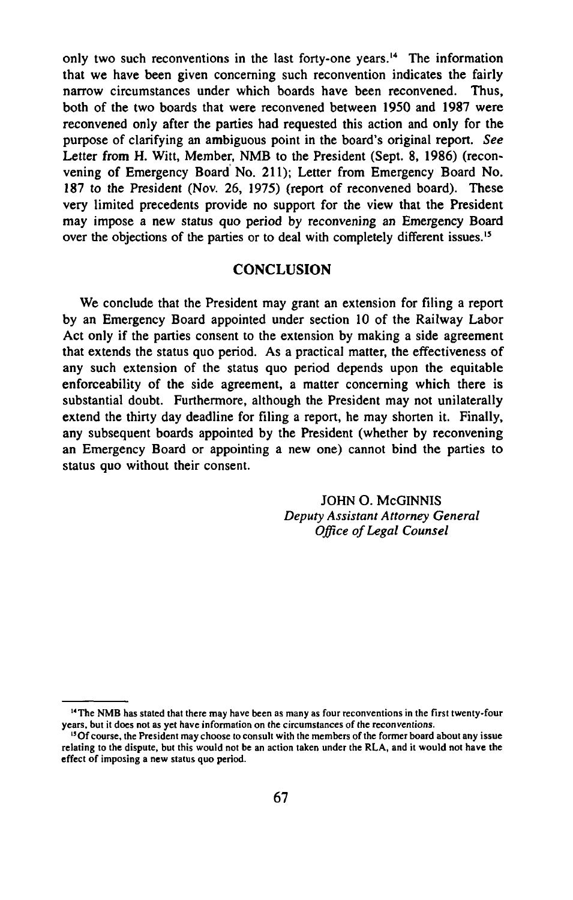only two such reconventions in the last forty-one years.[14] The information that we have been given concerning such reconvention indicates the fairly narrow circumstances under which boards have been reconvened. Thus, both of the two boards that were reconvened between 1950 and 1987 were reconvened only after the parties had requested this action and only for the purpose of clarifying an ambiguous point in the board's original report. *See* Letter from H. Witt, Member, NMB to the President (Sept. 8, 1986) (reconvening of Emergency Board No. 211); Letter from Emergency Board No. 187 to the President (Nov. 26, 1975) (report of reconvened board). These very limited precedents provide no support for the view that the President may impose a new status quo period by reconvening an Emergency Board over the objections of the parties or to deal with completely different issues.[15]

## CONCLUSION

We conclude that the President may grant an extension for filing a report by an Emergency Board appointed under section 10 of the Railway Labor Act only if the parties consent to the extension by making a side agreement that extends the status quo period. As a practical matter, the effectiveness of any such extension of the status quo period depends upon the equitable enforceability of the side agreement, a matter concerning which there is substantial doubt. Furthermore, although the President may not unilaterally extend the thirty day deadline for filing a report, he may shorten it. Finally, any subsequent boards appointed by the President (whether by reconvening an Emergency Board or appointing a new one) cannot bind the parties to status quo without their consent.

JOHN O. McGINNIS
*Deputy Assistant Attorney General*
*Office of Legal Counsel*

---

[14] The NMB has stated that there may have been as many as four reconventions in the first twenty-four years, but it does not as yet have information on the circumstances of the reconventions.

[15] Of course, the President may choose to consult with the members of the former board about any issue relating to the dispute, but this would not be an action taken under the RLA, and it would not have the effect of imposing a new status quo period.